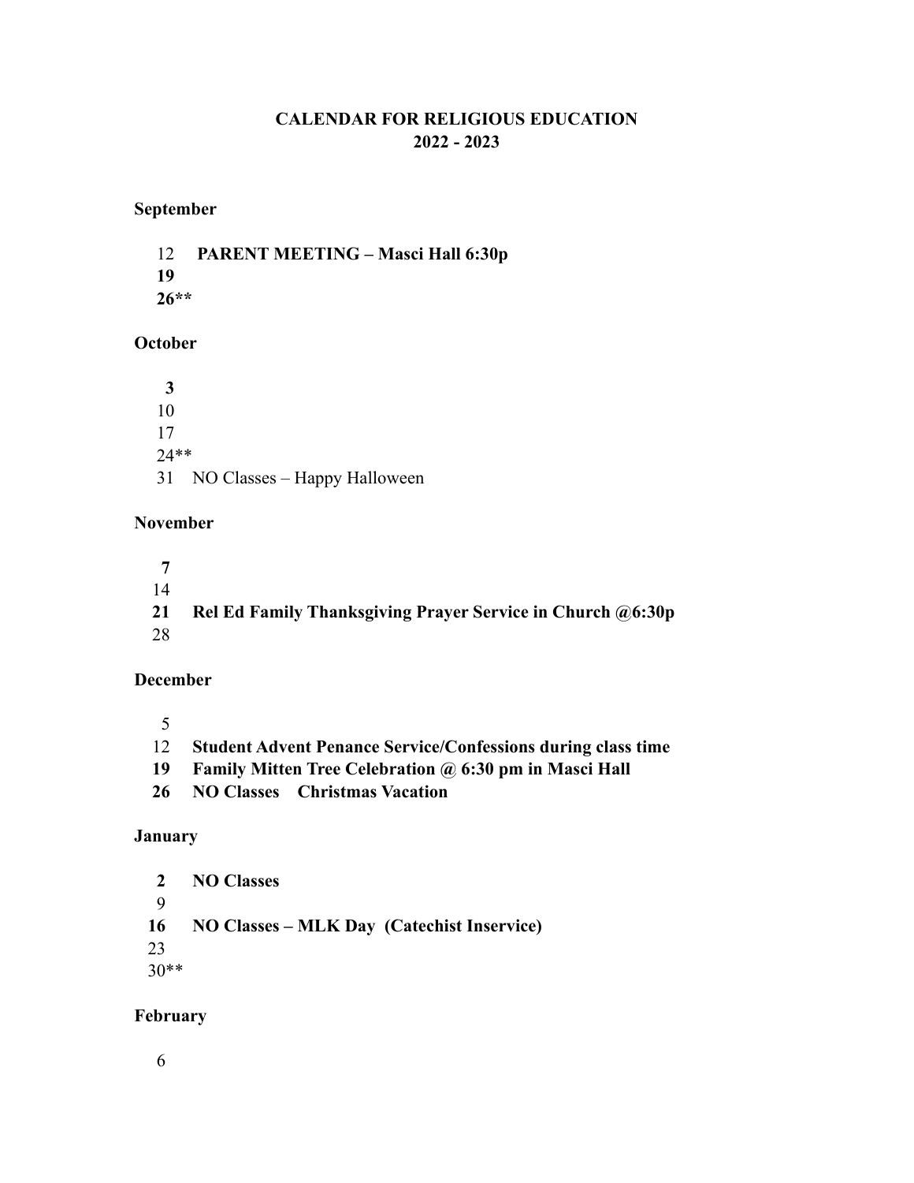**CALENDAR FOR RELIGIOUS EDUCATION**
**2022 - 2023**

**September**

12 **PARENT MEETING – Masci Hall 6:30p**
**19**
**26****

**October**

**3**
10
17
24**
31 NO Classes – Happy Halloween

**November**

**7**
14
**21 Rel Ed Family Thanksgiving Prayer Service in Church @6:30p**
28

**December**

5
12 **Student Advent Penance Service/Confessions during class time**
**19 Family Mitten Tree Celebration @ 6:30 pm in Masci Hall**
**26 NO Classes Christmas Vacation**

**January**

**2 NO Classes**
9
**16 NO Classes – MLK Day (Catechist Inservice)**
23
30**

**February**

6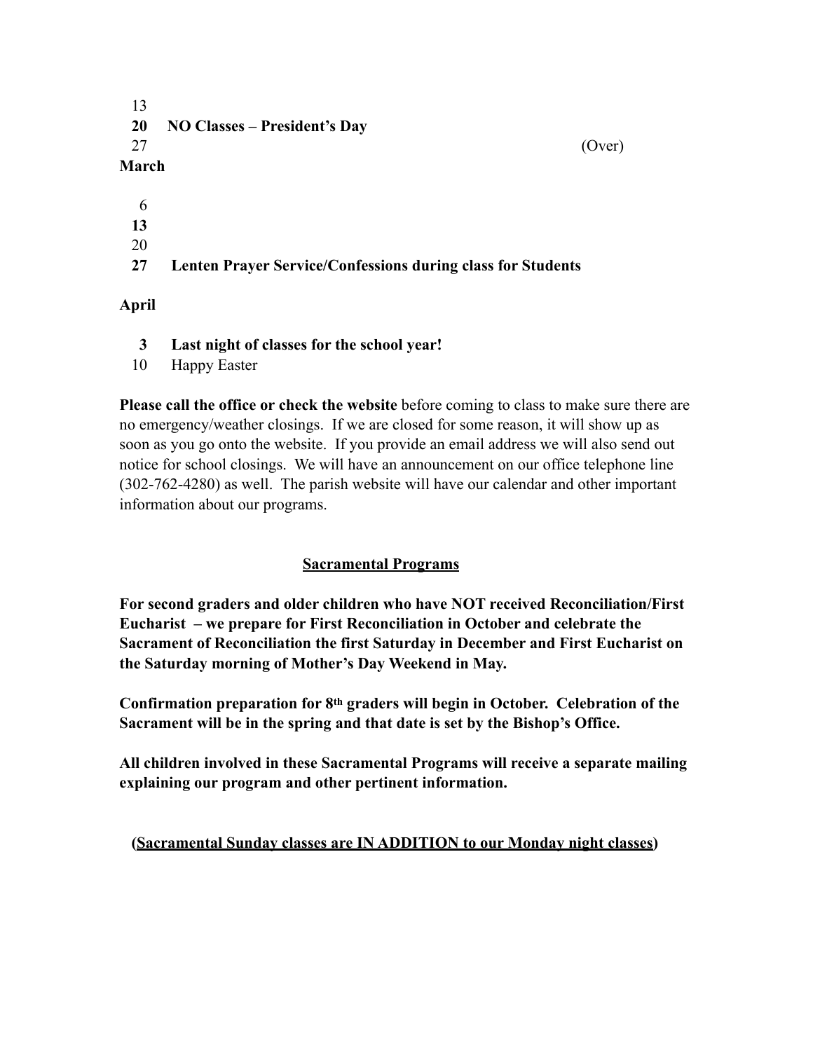13
**20 NO Classes – President's Day**
27 (Over)

**March**

6
**13**
20
**27 Lenten Prayer Service/Confessions during class for Students**

**April**

**3 Last night of classes for the school year!**
10 Happy Easter

**Please call the office or check the website** before coming to class to make sure there are no emergency/weather closings. If we are closed for some reason, it will show up as soon as you go onto the website. If you provide an email address we will also send out notice for school closings. We will have an announcement on our office telephone line (302-762-4280) as well. The parish website will have our calendar and other important information about our programs.

## Sacramental Programs

**For second graders and older children who have NOT received Reconciliation/First Eucharist – we prepare for First Reconciliation in October and celebrate the Sacrament of Reconciliation the first Saturday in December and First Eucharist on the Saturday morning of Mother's Day Weekend in May.**

**Confirmation preparation for 8th graders will begin in October. Celebration of the Sacrament will be in the spring and that date is set by the Bishop's Office.**

**All children involved in these Sacramental Programs will receive a separate mailing explaining our program and other pertinent information.**

**(Sacramental Sunday classes are IN ADDITION to our Monday night classes)**